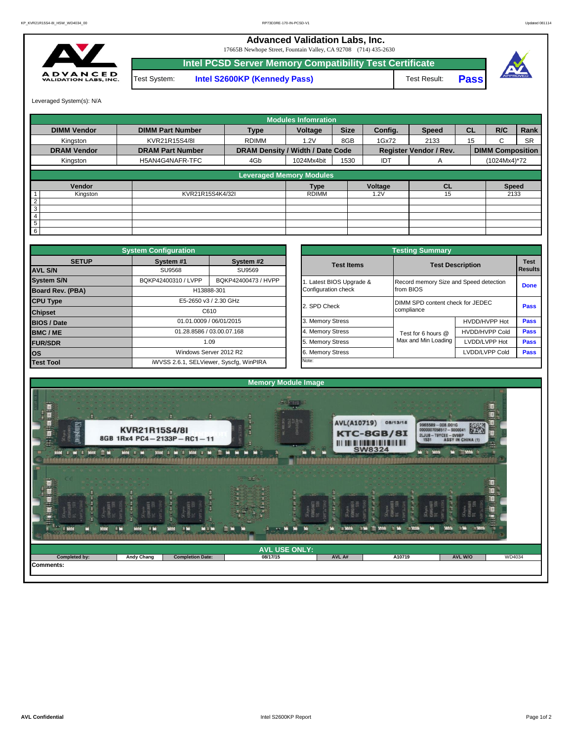# Advanced Validation Labs, Inc.

17665B Newhope Street, Fountain Valley, CA 92708 (714) 435-2630

## Intel PCSD Server Memory Compatibility Test Certificate

Test System: **Intel S2600KP (Kennedy Pass)** Test Result: **Pass**

Leveraged System(s): N/A

## Modules Infomration

| DIMM Vendor | DIMM Part Number | Type | Voltage | Size | Config. | Speed | CL | R/C | Rank |
|---|---|---|---|---|---|---|---|---|---|
| Kingston | KVR21R15S4/8I | RDIMM | 1.2V | 8GB | 1Gx72 | 2133 | 15 | C | SR |
| **DRAM Vendor** | **DRAM Part Number** | **DRAM Density / Width / Date Code** | | | **Register Vendor / Rev.** | | | **DIMM Composition** | |
| Kingston | H5AN4G4NAFR-TFC | 4Gb | 1024Mx4bit | 1530 | IDT | A | | (1024Mx4)*72 | |

## Leveraged Memory Modules

| | Vendor | | Type | Voltage | CL | Speed |
|---|---|---|---|---|---|---|
| 1 | Kingston | KVR21R15S4K4/32I | RDIMM | 1.2V | 15 | 2133 |
| 2 | | | | | | |
| 3 | | | | | | |
| 4 | | | | | | |
| 5 | | | | | | |
| 6 | | | | | | |

## System Configuration

| SETUP | System #1 | System #2 |
|---|---|---|
| **AVL S/N** | SU9568 | SU9569 |
| **System S/N** | BQKP42400310 / LVPP | BQKP42400473 / HVPP |
| **Board Rev. (PBA)** | H13888-301 | |
| **CPU Type** | E5-2650 v3 / 2.30 GHz | |
| **Chipset** | C610 | |
| **BIOS / Date** | 01.01.0009 / 06/01/2015 | |
| **BMC / ME** | 01.28.8586 / 03.00.07.168 | |
| **FUR/SDR** | 1.09 | |
| **OS** | Windows Server 2012 R2 | |
| **Test Tool** | iWVSS 2.6.1, SELViewer, Syscfg, WinPIRA | |

## Testing Summary

| Test Items | Test Description | | Test Results |
|---|---|---|---|
| 1. Latest BIOS Upgrade & Configuration check | Record memory Size and Speed detection from BIOS | | Done |
| 2. SPD Check | DIMM SPD content check for JEDEC compliance | | Pass |
| 3. Memory Stress | Test for 6 hours @ Max and Min Loading | HVDD/HVPP Hot | Pass |
| 4. Memory Stress | | HVDD/HVPP Cold | Pass |
| 5. Memory Stress | | LVDD/LVPP Hot | Pass |
| 6. Memory Stress | | LVDD/LVPP Cold | Pass |

Note:

## Memory Module Image

## AVL USE ONLY:

| Completed by: | Andy Chang | Completion Date: | 08/17/15 | AVL A# | A10719 | AVL W/O | WD4034 |
|---|---|---|---|---|---|---|---|

Comments: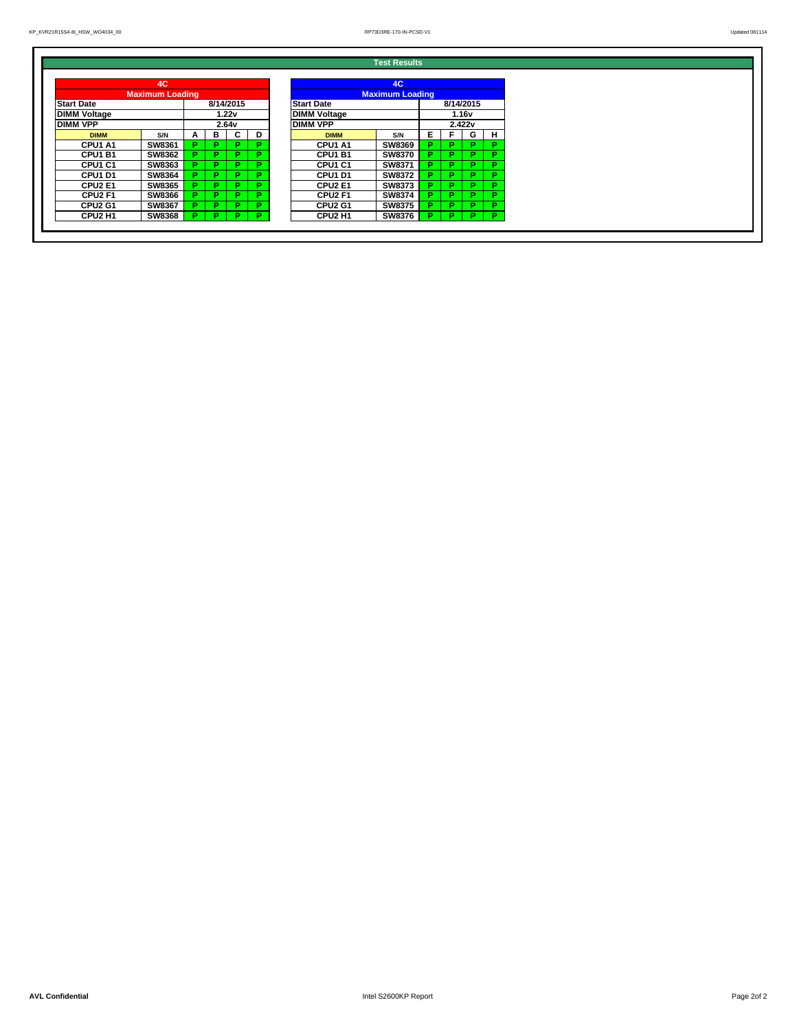## Test Results

| 4C Maximum Loading | | | | | |
|---|---|---|---|---|---|
| **Start Date** | | 8/14/2015 | | | |
| **DIMM Voltage** | | 1.22v | | | |
| **DIMM VPP** | | 2.64v | | | |
| **DIMM** | **S/N** | **A** | **B** | **C** | **D** |
| CPU1 A1 | SW8361 | P | P | P | P |
| CPU1 B1 | SW8362 | P | P | P | P |
| CPU1 C1 | SW8363 | P | P | P | P |
| CPU1 D1 | SW8364 | P | P | P | P |
| CPU2 E1 | SW8365 | P | P | P | P |
| CPU2 F1 | SW8366 | P | P | P | P |
| CPU2 G1 | SW8367 | P | P | P | P |
| CPU2 H1 | SW8368 | P | P | P | P |

| 4C Maximum Loading | | | | | |
|---|---|---|---|---|---|
| **Start Date** | | 8/14/2015 | | | |
| **DIMM Voltage** | | 1.16v | | | |
| **DIMM VPP** | | 2.422v | | | |
| **DIMM** | **S/N** | **E** | **F** | **G** | **H** |
| CPU1 A1 | SW8369 | P | P | P | P |
| CPU1 B1 | SW8370 | P | P | P | P |
| CPU1 C1 | SW8371 | P | P | P | P |
| CPU1 D1 | SW8372 | P | P | P | P |
| CPU2 E1 | SW8373 | P | P | P | P |
| CPU2 F1 | SW8374 | P | P | P | P |
| CPU2 G1 | SW8375 | P | P | P | P |
| CPU2 H1 | SW8376 | P | P | P | P |